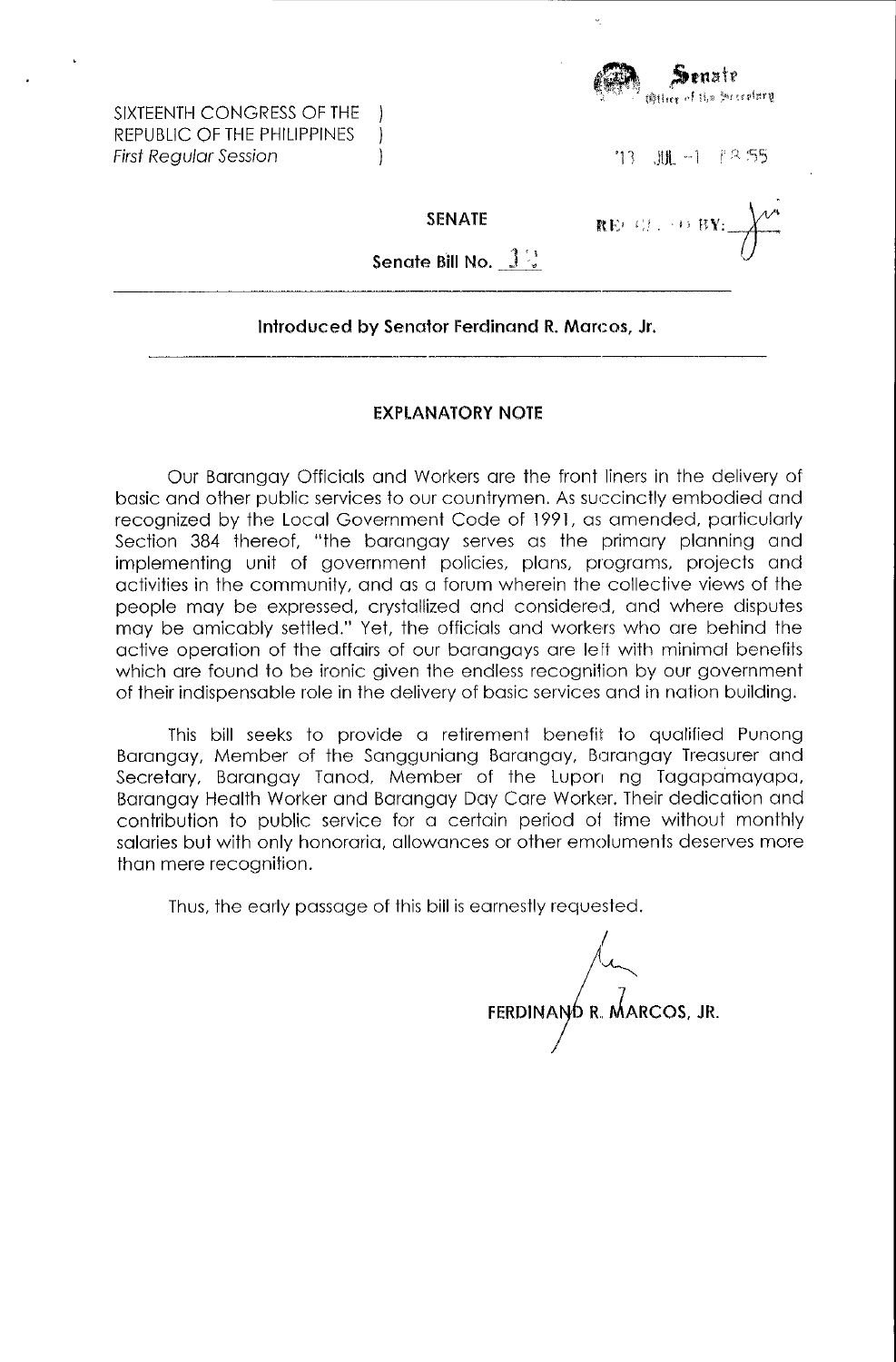SIXTEENTH CONGRESS OF THE )
REPUBLIC OF THE PHILIPPINES )
*First Regular Session* )

Senate
Office of the Secretary

'13 JUL -1 P3:55

RECEIVED BY:

**SENATE**

**Senate Bill No. 13**

**Introduced by Senator Ferdinand R. Marcos, Jr.**

**EXPLANATORY NOTE**

Our Barangay Officials and Workers are the front liners in the delivery of basic and other public services to our countrymen. As succinctly embodied and recognized by the Local Government Code of 1991, as amended, particularly Section 384 thereof, "the barangay serves as the primary planning and implementing unit of government policies, plans, programs, projects and activities in the community, and as a forum wherein the collective views of the people may be expressed, crystallized and considered, and where disputes may be amicably settled." Yet, the officials and workers who are behind the active operation of the affairs of our barangays are left with minimal benefits which are found to be ironic given the endless recognition by our government of their indispensable role in the delivery of basic services and in nation building.

This bill seeks to provide a retirement benefit to qualified Punong Barangay, Member of the Sangguniang Barangay, Barangay Treasurer and Secretary, Barangay Tanod, Member of the Lupon ng Tagapamayapa, Barangay Health Worker and Barangay Day Care Worker. Their dedication and contribution to public service for a certain period of time without monthly salaries but with only honoraria, allowances or other emoluments deserves more than mere recognition.

Thus, the early passage of this bill is earnestly requested.

**FERDINAND R. MARCOS, JR.**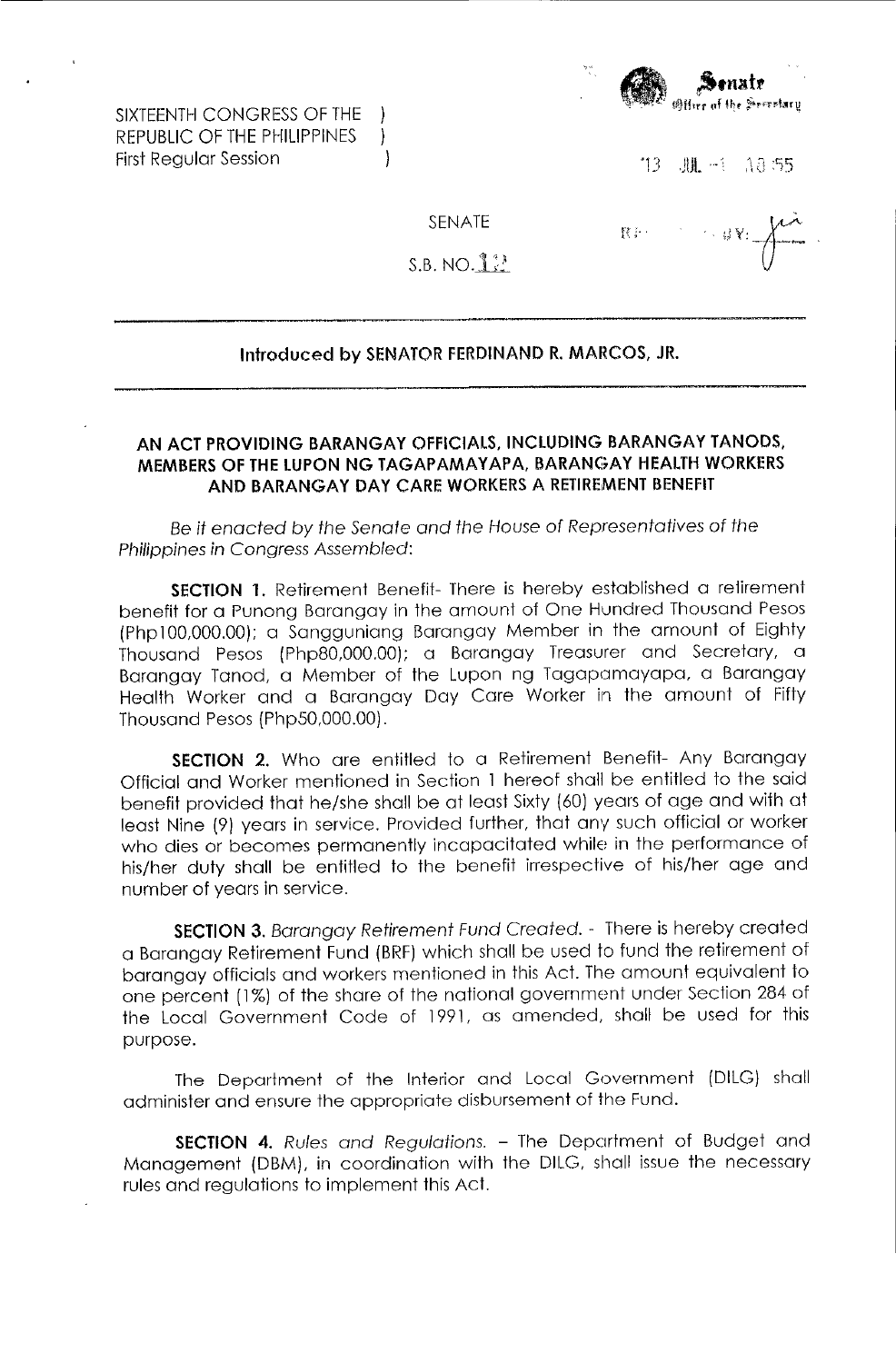SIXTEENTH CONGRESS OF THE )
REPUBLIC OF THE PHILIPPINES )
First Regular Session )

Senate
Office of the Secretary

'13 JUL -1 A8:55

SENATE

S.B. NO. 12

RECEIVED BY:

**Introduced by SENATOR FERDINAND R. MARCOS, JR.**

**AN ACT PROVIDING BARANGAY OFFICIALS, INCLUDING BARANGAY TANODS, MEMBERS OF THE LUPON NG TAGAPAMAYAPA, BARANGAY HEALTH WORKERS AND BARANGAY DAY CARE WORKERS A RETIREMENT BENEFIT**

*Be it enacted by the Senate and the House of Representatives of the Philippines in Congress Assembled:*

**SECTION 1.** Retirement Benefit- There is hereby established a retirement benefit for a Punong Barangay in the amount of One Hundred Thousand Pesos (Php100,000.00); a Sangguniang Barangay Member in the amount of Eighty Thousand Pesos (Php80,000.00); a Barangay Treasurer and Secretary, a Barangay Tanod, a Member of the Lupon ng Tagapamayapa, a Barangay Health Worker and a Barangay Day Care Worker in the amount of Fifty Thousand Pesos (Php50,000.00).

**SECTION 2.** Who are entitled to a Retirement Benefit- Any Barangay Official and Worker mentioned in Section 1 hereof shall be entitled to the said benefit provided that he/she shall be at least Sixty (60) years of age and with at least Nine (9) years in service. Provided further, that any such official or worker who dies or becomes permanently incapacitated while in the performance of his/her duty shall be entitled to the benefit irrespective of his/her age and number of years in service.

**SECTION 3.** *Barangay Retirement Fund Created.* - There is hereby created a Barangay Retirement Fund (BRF) which shall be used to fund the retirement of barangay officials and workers mentioned in this Act. The amount equivalent to one percent (1%) of the share of the national government under Section 284 of the Local Government Code of 1991, as amended, shall be used for this purpose.

The Department of the Interior and Local Government (DILG) shall administer and ensure the appropriate disbursement of the Fund.

**SECTION 4.** *Rules and Regulations.* – The Department of Budget and Management (DBM), in coordination with the DILG, shall issue the necessary rules and regulations to implement this Act.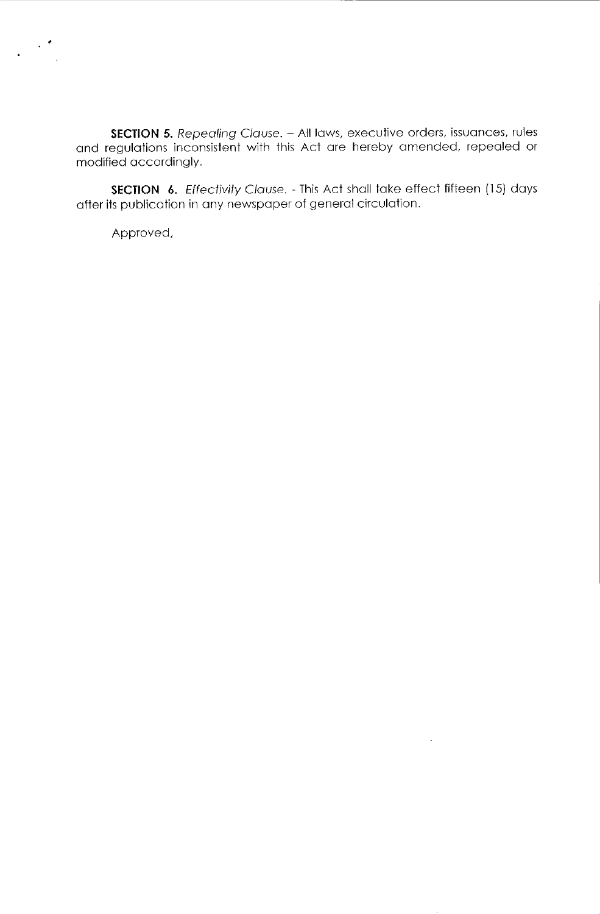**SECTION 5.** *Repealing Clause.* – All laws, executive orders, issuances, rules and regulations inconsistent with this Act are hereby amended, repealed or modified accordingly.

**SECTION 6.** *Effectivity Clause.* - This Act shall take effect fifteen (15) days after its publication in any newspaper of general circulation.

Approved,